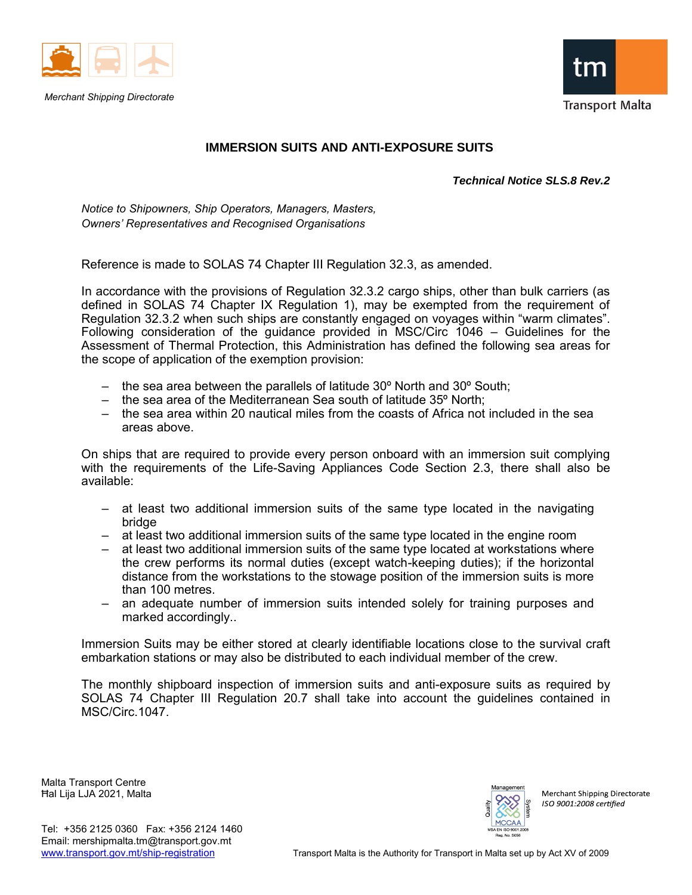Merchant Shipping Directorate

Transport Malta

# IMMERSION SUITS AND ANTI-EXPOSURE SUITS

***Technical Notice SLS.8 Rev.2***

*Notice to Shipowners, Ship Operators, Managers, Masters, Owners' Representatives and Recognised Organisations*

Reference is made to SOLAS 74 Chapter III Regulation 32.3, as amended.

In accordance with the provisions of Regulation 32.3.2 cargo ships, other than bulk carriers (as defined in SOLAS 74 Chapter IX Regulation 1), may be exempted from the requirement of Regulation 32.3.2 when such ships are constantly engaged on voyages within "warm climates". Following consideration of the guidance provided in MSC/Circ 1046 – Guidelines for the Assessment of Thermal Protection, this Administration has defined the following sea areas for the scope of application of the exemption provision:

- the sea area between the parallels of latitude 30º North and 30º South;
- the sea area of the Mediterranean Sea south of latitude 35º North;
- the sea area within 20 nautical miles from the coasts of Africa not included in the sea areas above.

On ships that are required to provide every person onboard with an immersion suit complying with the requirements of the Life-Saving Appliances Code Section 2.3, there shall also be available:

- at least two additional immersion suits of the same type located in the navigating bridge
- at least two additional immersion suits of the same type located in the engine room
- at least two additional immersion suits of the same type located at workstations where the crew performs its normal duties (except watch-keeping duties); if the horizontal distance from the workstations to the stowage position of the immersion suits is more than 100 metres.
- an adequate number of immersion suits intended solely for training purposes and marked accordingly..

Immersion Suits may be either stored at clearly identifiable locations close to the survival craft embarkation stations or may also be distributed to each individual member of the crew.

The monthly shipboard inspection of immersion suits and anti-exposure suits as required by SOLAS 74 Chapter III Regulation 20.7 shall take into account the guidelines contained in MSC/Circ.1047.

Malta Transport Centre
Ħal Lija LJA 2021, Malta

Tel: +356 2125 0360 Fax: +356 2124 1460
Email: mershipmalta.tm@transport.gov.mt
[www.transport.gov.mt/ship-registration](http://www.transport.gov.mt/ship-registration)

Merchant Shipping Directorate
*ISO 9001:2008 certified*

Transport Malta is the Authority for Transport in Malta set up by Act XV of 2009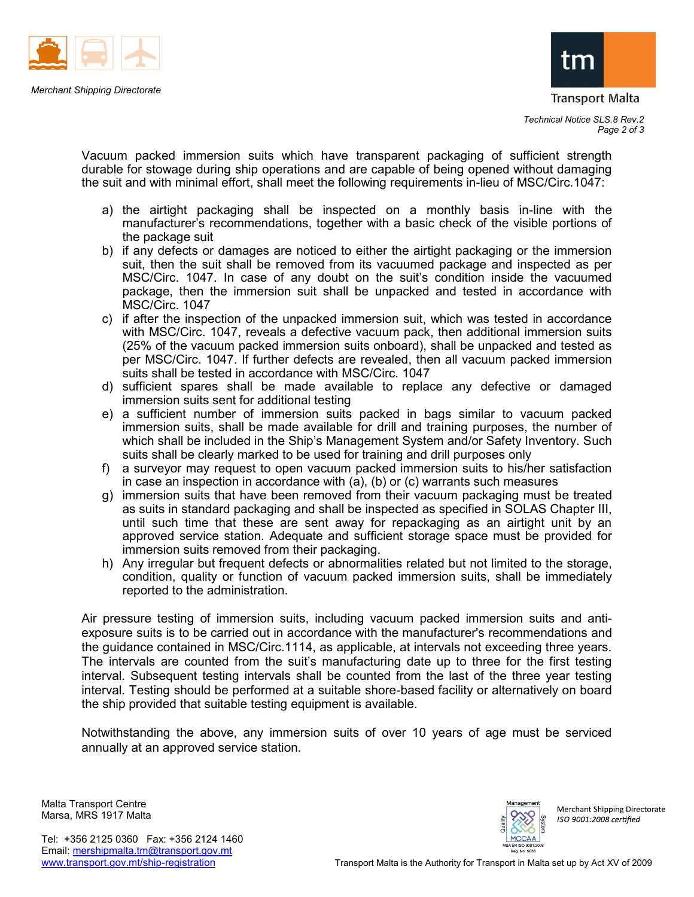Vacuum packed immersion suits which have transparent packaging of sufficient strength durable for stowage during ship operations and are capable of being opened without damaging the suit and with minimal effort, shall meet the following requirements in-lieu of MSC/Circ.1047:

a) the airtight packaging shall be inspected on a monthly basis in-line with the manufacturer's recommendations, together with a basic check of the visible portions of the package suit
b) if any defects or damages are noticed to either the airtight packaging or the immersion suit, then the suit shall be removed from its vacuumed package and inspected as per MSC/Circ. 1047. In case of any doubt on the suit's condition inside the vacuumed package, then the immersion suit shall be unpacked and tested in accordance with MSC/Circ. 1047
c) if after the inspection of the unpacked immersion suit, which was tested in accordance with MSC/Circ. 1047, reveals a defective vacuum pack, then additional immersion suits (25% of the vacuum packed immersion suits onboard), shall be unpacked and tested as per MSC/Circ. 1047. If further defects are revealed, then all vacuum packed immersion suits shall be tested in accordance with MSC/Circ. 1047
d) sufficient spares shall be made available to replace any defective or damaged immersion suits sent for additional testing
e) a sufficient number of immersion suits packed in bags similar to vacuum packed immersion suits, shall be made available for drill and training purposes, the number of which shall be included in the Ship's Management System and/or Safety Inventory. Such suits shall be clearly marked to be used for training and drill purposes only
f) a surveyor may request to open vacuum packed immersion suits to his/her satisfaction in case an inspection in accordance with (a), (b) or (c) warrants such measures
g) immersion suits that have been removed from their vacuum packaging must be treated as suits in standard packaging and shall be inspected as specified in SOLAS Chapter III, until such time that these are sent away for repackaging as an airtight unit by an approved service station. Adequate and sufficient storage space must be provided for immersion suits removed from their packaging.
h) Any irregular but frequent defects or abnormalities related but not limited to the storage, condition, quality or function of vacuum packed immersion suits, shall be immediately reported to the administration.

Air pressure testing of immersion suits, including vacuum packed immersion suits and anti-exposure suits is to be carried out in accordance with the manufacturer's recommendations and the guidance contained in MSC/Circ.1114, as applicable, at intervals not exceeding three years. The intervals are counted from the suit's manufacturing date up to three for the first testing interval. Subsequent testing intervals shall be counted from the last of the three year testing interval. Testing should be performed at a suitable shore-based facility or alternatively on board the ship provided that suitable testing equipment is available.

Notwithstanding the above, any immersion suits of over 10 years of age must be serviced annually at an approved service station.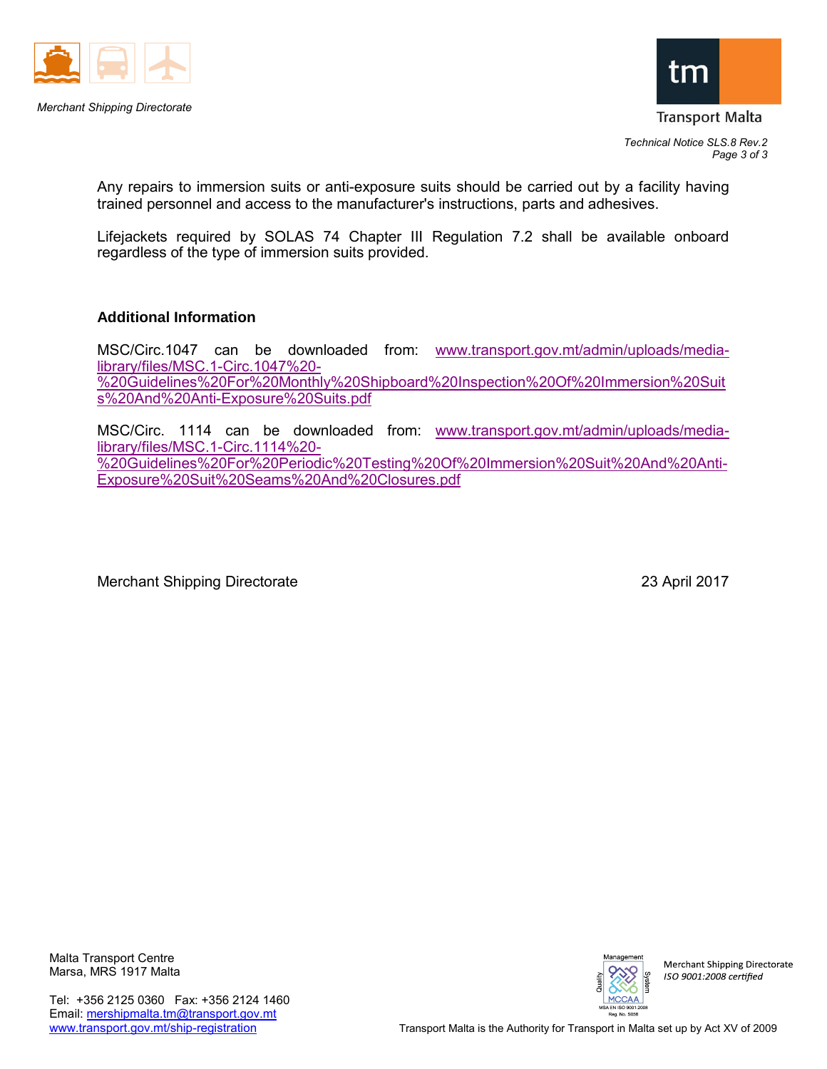Any repairs to immersion suits or anti-exposure suits should be carried out by a facility having trained personnel and access to the manufacturer's instructions, parts and adhesives.

Lifejackets required by SOLAS 74 Chapter III Regulation 7.2 shall be available onboard regardless of the type of immersion suits provided.

### Additional Information

MSC/Circ.1047 can be downloaded from: www.transport.gov.mt/admin/uploads/media-library/files/MSC.1-Circ.1047%20-%20Guidelines%20For%20Monthly%20Shipboard%20Inspection%20Of%20Immersion%20Suits%20And%20Anti-Exposure%20Suits.pdf

MSC/Circ. 1114 can be downloaded from: www.transport.gov.mt/admin/uploads/media-library/files/MSC.1-Circ.1114%20-%20Guidelines%20For%20Periodic%20Testing%20Of%20Immersion%20Suit%20And%20Anti-Exposure%20Suit%20Seams%20And%20Closures.pdf

Merchant Shipping Directorate 23 April 2017